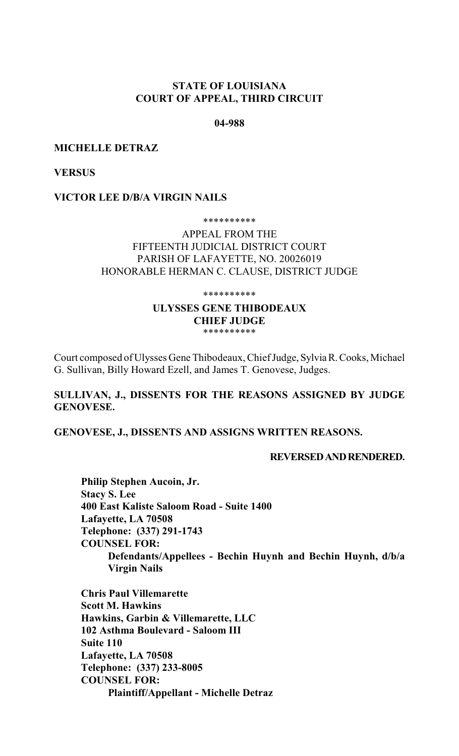**STATE OF LOUISIANA**
**COURT OF APPEAL, THIRD CIRCUIT**

**04-988**

**MICHELLE DETRAZ**

**VERSUS**

**VICTOR LEE D/B/A VIRGIN NAILS**

**********

APPEAL FROM THE
FIFTEENTH JUDICIAL DISTRICT COURT
PARISH OF LAFAYETTE, NO. 20026019
HONORABLE HERMAN C. CLAUSE, DISTRICT JUDGE

**********

**ULYSSES GENE THIBODEAUX**
**CHIEF JUDGE**

**********

Court composed of Ulysses Gene Thibodeaux, Chief Judge, Sylvia R. Cooks, Michael G. Sullivan, Billy Howard Ezell, and James T. Genovese, Judges.

**SULLIVAN, J., DISSENTS FOR THE REASONS ASSIGNED BY JUDGE GENOVESE.**

**GENOVESE, J., DISSENTS AND ASSIGNS WRITTEN REASONS.**

**REVERSED AND RENDERED.**

**Philip Stephen Aucoin, Jr.**
**Stacy S. Lee**
**400 East Kaliste Saloom Road - Suite 1400**
**Lafayette, LA 70508**
**Telephone: (337) 291-1743**
**COUNSEL FOR:**
**Defendants/Appellees - Bechin Huynh and Bechin Huynh, d/b/a Virgin Nails**

**Chris Paul Villemarette**
**Scott M. Hawkins**
**Hawkins, Garbin & Villemarette, LLC**
**102 Asthma Boulevard - Saloom III**
**Suite 110**
**Lafayette, LA 70508**
**Telephone: (337) 233-8005**
**COUNSEL FOR:**
**Plaintiff/Appellant - Michelle Detraz**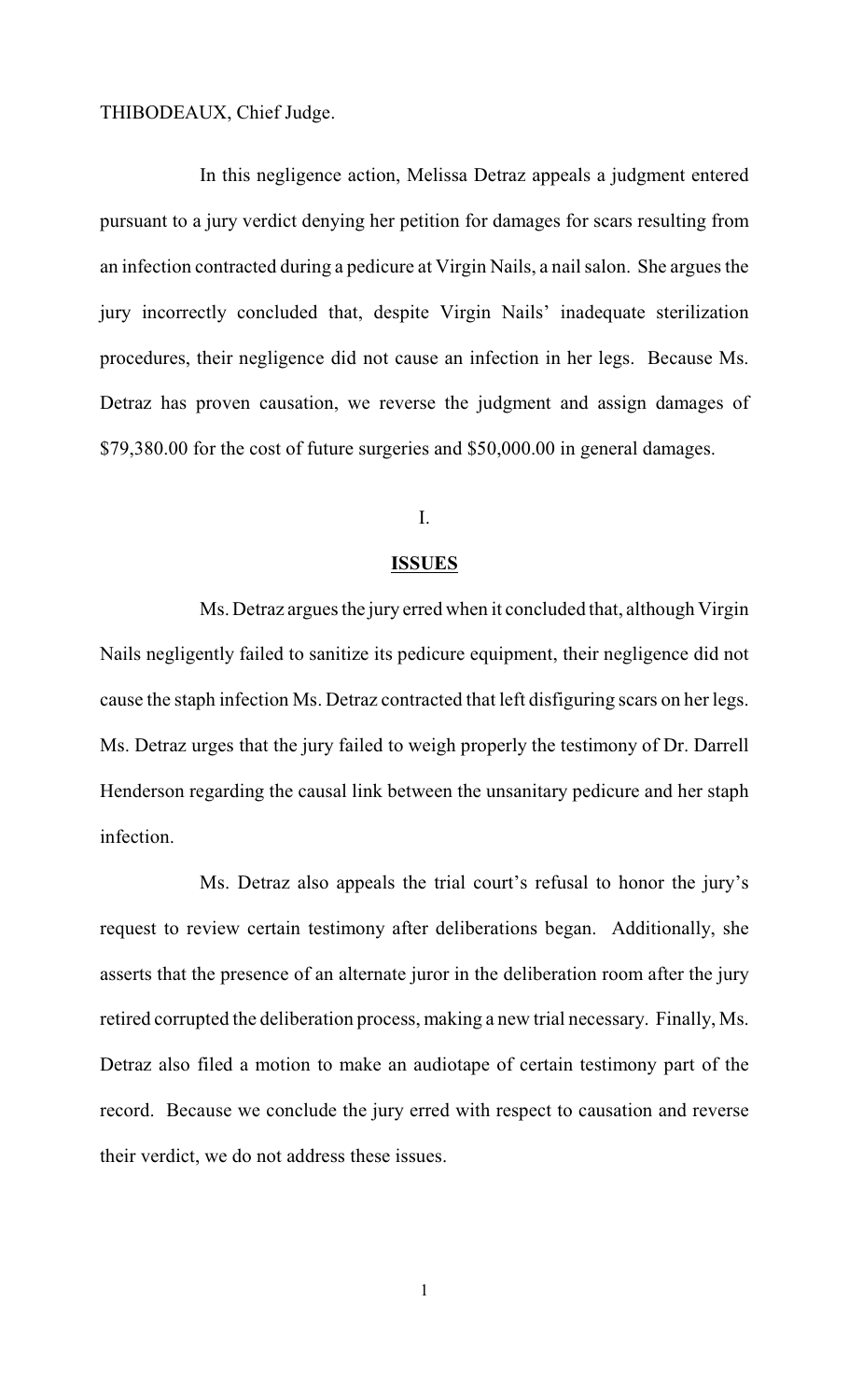THIBODEAUX, Chief Judge.

In this negligence action, Melissa Detraz appeals a judgment entered pursuant to a jury verdict denying her petition for damages for scars resulting from an infection contracted during a pedicure at Virgin Nails, a nail salon. She argues the jury incorrectly concluded that, despite Virgin Nails' inadequate sterilization procedures, their negligence did not cause an infection in her legs. Because Ms. Detraz has proven causation, we reverse the judgment and assign damages of $79,380.00 for the cost of future surgeries and $50,000.00 in general damages.

I.

## ISSUES

Ms. Detraz argues the jury erred when it concluded that, although Virgin Nails negligently failed to sanitize its pedicure equipment, their negligence did not cause the staph infection Ms. Detraz contracted that left disfiguring scars on her legs. Ms. Detraz urges that the jury failed to weigh properly the testimony of Dr. Darrell Henderson regarding the causal link between the unsanitary pedicure and her staph infection.

Ms. Detraz also appeals the trial court's refusal to honor the jury's request to review certain testimony after deliberations began. Additionally, she asserts that the presence of an alternate juror in the deliberation room after the jury retired corrupted the deliberation process, making a new trial necessary. Finally, Ms. Detraz also filed a motion to make an audiotape of certain testimony part of the record. Because we conclude the jury erred with respect to causation and reverse their verdict, we do not address these issues.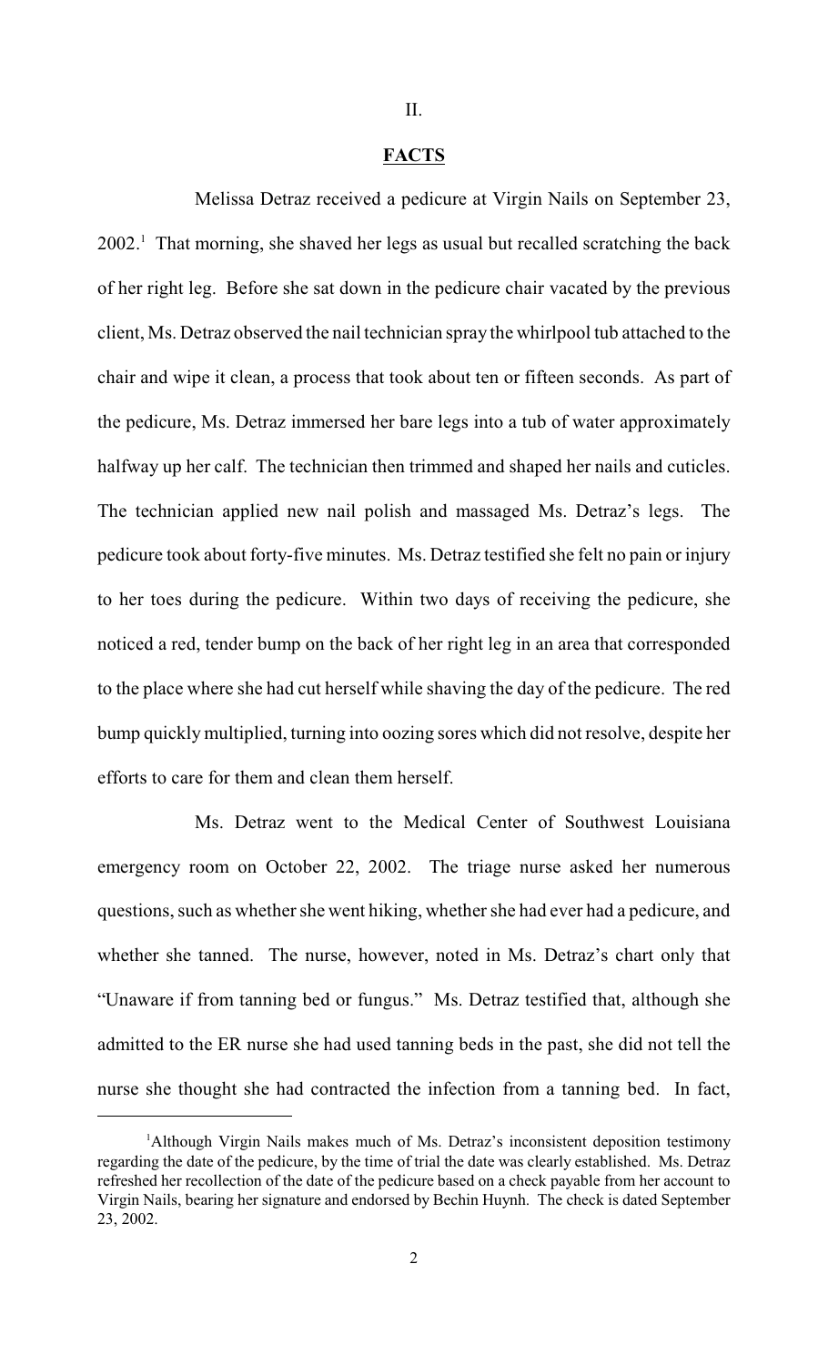## II.

## FACTS

Melissa Detraz received a pedicure at Virgin Nails on September 23, 2002.[1] That morning, she shaved her legs as usual but recalled scratching the back of her right leg. Before she sat down in the pedicure chair vacated by the previous client, Ms. Detraz observed the nail technician spray the whirlpool tub attached to the chair and wipe it clean, a process that took about ten or fifteen seconds. As part of the pedicure, Ms. Detraz immersed her bare legs into a tub of water approximately halfway up her calf. The technician then trimmed and shaped her nails and cuticles. The technician applied new nail polish and massaged Ms. Detraz's legs. The pedicure took about forty-five minutes. Ms. Detraz testified she felt no pain or injury to her toes during the pedicure. Within two days of receiving the pedicure, she noticed a red, tender bump on the back of her right leg in an area that corresponded to the place where she had cut herself while shaving the day of the pedicure. The red bump quickly multiplied, turning into oozing sores which did not resolve, despite her efforts to care for them and clean them herself.

Ms. Detraz went to the Medical Center of Southwest Louisiana emergency room on October 22, 2002. The triage nurse asked her numerous questions, such as whether she went hiking, whether she had ever had a pedicure, and whether she tanned. The nurse, however, noted in Ms. Detraz's chart only that "Unaware if from tanning bed or fungus." Ms. Detraz testified that, although she admitted to the ER nurse she had used tanning beds in the past, she did not tell the nurse she thought she had contracted the infection from a tanning bed. In fact,

[1] Although Virgin Nails makes much of Ms. Detraz's inconsistent deposition testimony regarding the date of the pedicure, by the time of trial the date was clearly established. Ms. Detraz refreshed her recollection of the date of the pedicure based on a check payable from her account to Virgin Nails, bearing her signature and endorsed by Bechin Huynh. The check is dated September 23, 2002.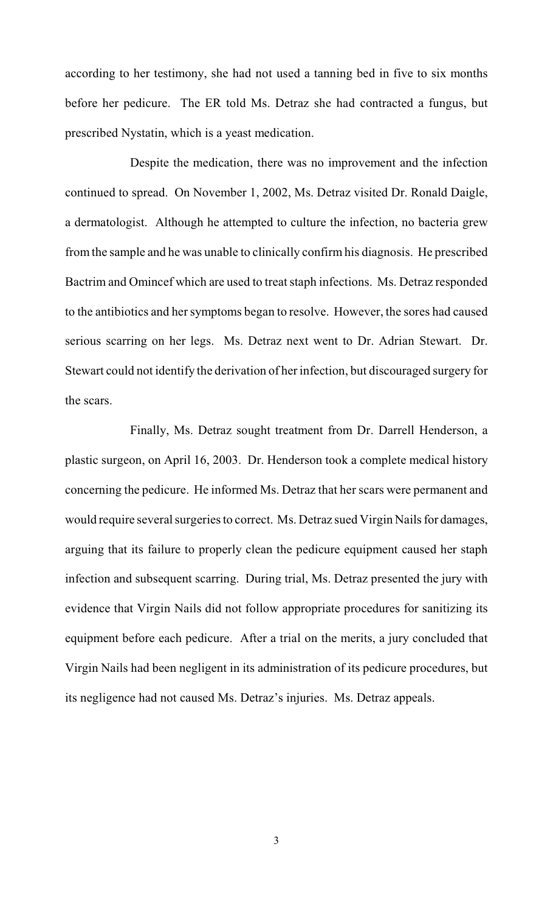according to her testimony, she had not used a tanning bed in five to six months before her pedicure. The ER told Ms. Detraz she had contracted a fungus, but prescribed Nystatin, which is a yeast medication.

Despite the medication, there was no improvement and the infection continued to spread. On November 1, 2002, Ms. Detraz visited Dr. Ronald Daigle, a dermatologist. Although he attempted to culture the infection, no bacteria grew from the sample and he was unable to clinically confirm his diagnosis. He prescribed Bactrim and Omincef which are used to treat staph infections. Ms. Detraz responded to the antibiotics and her symptoms began to resolve. However, the sores had caused serious scarring on her legs. Ms. Detraz next went to Dr. Adrian Stewart. Dr. Stewart could not identify the derivation of her infection, but discouraged surgery for the scars.

Finally, Ms. Detraz sought treatment from Dr. Darrell Henderson, a plastic surgeon, on April 16, 2003. Dr. Henderson took a complete medical history concerning the pedicure. He informed Ms. Detraz that her scars were permanent and would require several surgeries to correct. Ms. Detraz sued Virgin Nails for damages, arguing that its failure to properly clean the pedicure equipment caused her staph infection and subsequent scarring. During trial, Ms. Detraz presented the jury with evidence that Virgin Nails did not follow appropriate procedures for sanitizing its equipment before each pedicure. After a trial on the merits, a jury concluded that Virgin Nails had been negligent in its administration of its pedicure procedures, but its negligence had not caused Ms. Detraz's injuries. Ms. Detraz appeals.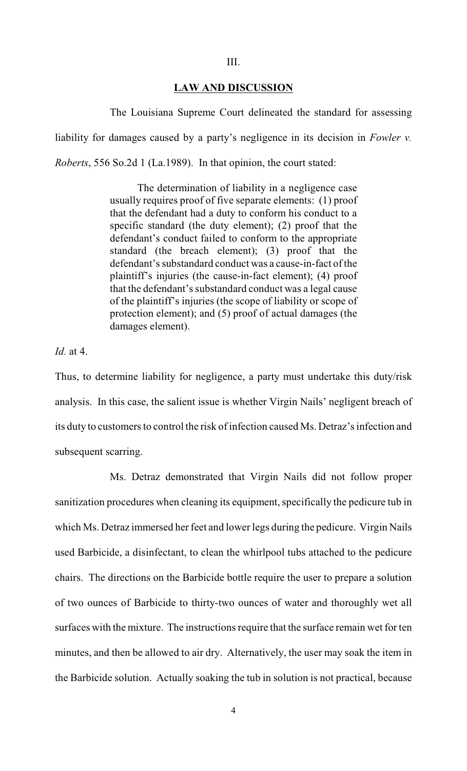## III.

## LAW AND DISCUSSION

The Louisiana Supreme Court delineated the standard for assessing liability for damages caused by a party's negligence in its decision in *Fowler v. Roberts*, 556 So.2d 1 (La.1989). In that opinion, the court stated:

> The determination of liability in a negligence case usually requires proof of five separate elements: (1) proof that the defendant had a duty to conform his conduct to a specific standard (the duty element); (2) proof that the defendant's conduct failed to conform to the appropriate standard (the breach element); (3) proof that the defendant's substandard conduct was a cause-in-fact of the plaintiff's injuries (the cause-in-fact element); (4) proof that the defendant's substandard conduct was a legal cause of the plaintiff's injuries (the scope of liability or scope of protection element); and (5) proof of actual damages (the damages element).

*Id.* at 4.

Thus, to determine liability for negligence, a party must undertake this duty/risk analysis. In this case, the salient issue is whether Virgin Nails' negligent breach of its duty to customers to control the risk of infection caused Ms. Detraz's infection and subsequent scarring.

Ms. Detraz demonstrated that Virgin Nails did not follow proper sanitization procedures when cleaning its equipment, specifically the pedicure tub in which Ms. Detraz immersed her feet and lower legs during the pedicure. Virgin Nails used Barbicide, a disinfectant, to clean the whirlpool tubs attached to the pedicure chairs. The directions on the Barbicide bottle require the user to prepare a solution of two ounces of Barbicide to thirty-two ounces of water and thoroughly wet all surfaces with the mixture. The instructions require that the surface remain wet for ten minutes, and then be allowed to air dry. Alternatively, the user may soak the item in the Barbicide solution. Actually soaking the tub in solution is not practical, because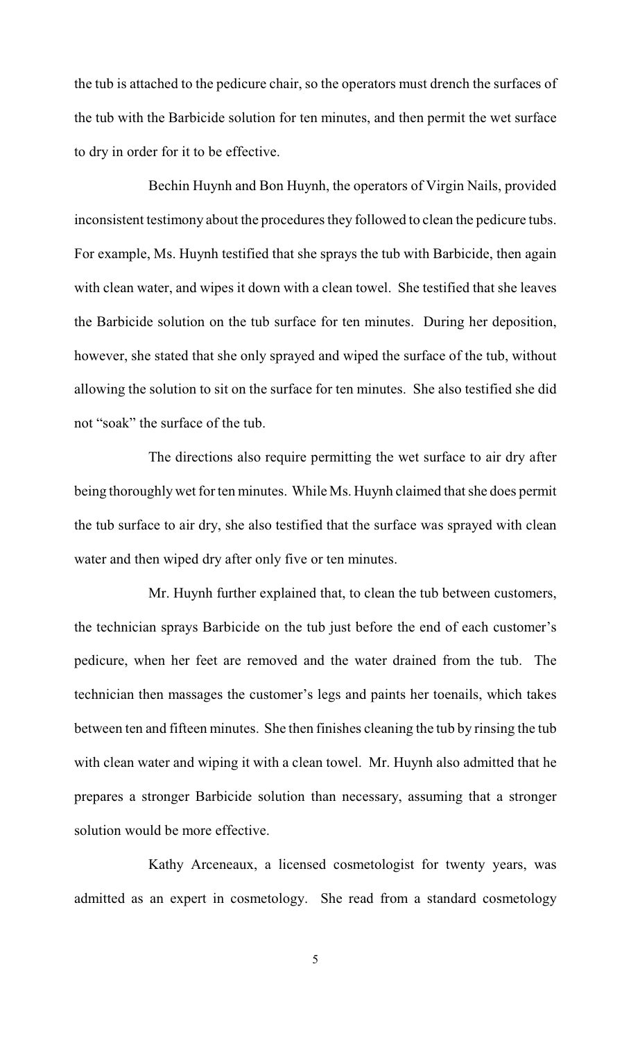the tub is attached to the pedicure chair, so the operators must drench the surfaces of the tub with the Barbicide solution for ten minutes, and then permit the wet surface to dry in order for it to be effective.

Bechin Huynh and Bon Huynh, the operators of Virgin Nails, provided inconsistent testimony about the procedures they followed to clean the pedicure tubs. For example, Ms. Huynh testified that she sprays the tub with Barbicide, then again with clean water, and wipes it down with a clean towel. She testified that she leaves the Barbicide solution on the tub surface for ten minutes. During her deposition, however, she stated that she only sprayed and wiped the surface of the tub, without allowing the solution to sit on the surface for ten minutes. She also testified she did not "soak" the surface of the tub.

The directions also require permitting the wet surface to air dry after being thoroughly wet for ten minutes. While Ms. Huynh claimed that she does permit the tub surface to air dry, she also testified that the surface was sprayed with clean water and then wiped dry after only five or ten minutes.

Mr. Huynh further explained that, to clean the tub between customers, the technician sprays Barbicide on the tub just before the end of each customer's pedicure, when her feet are removed and the water drained from the tub. The technician then massages the customer's legs and paints her toenails, which takes between ten and fifteen minutes. She then finishes cleaning the tub by rinsing the tub with clean water and wiping it with a clean towel. Mr. Huynh also admitted that he prepares a stronger Barbicide solution than necessary, assuming that a stronger solution would be more effective.

Kathy Arceneaux, a licensed cosmetologist for twenty years, was admitted as an expert in cosmetology. She read from a standard cosmetology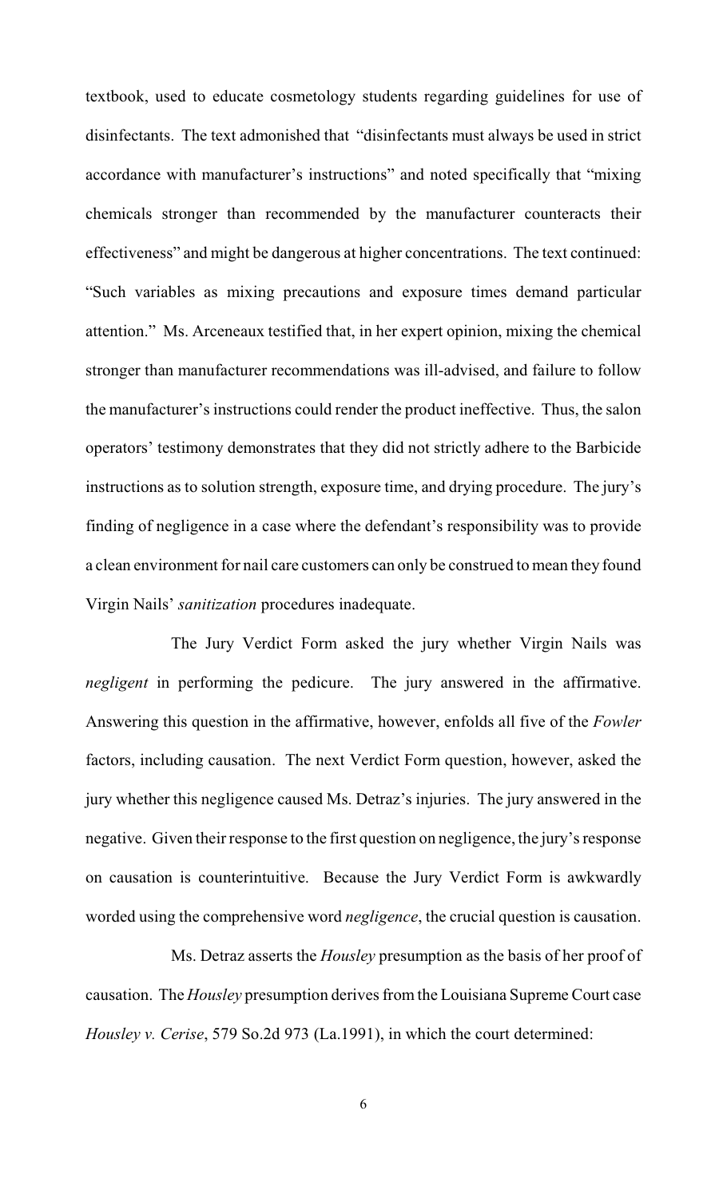textbook, used to educate cosmetology students regarding guidelines for use of disinfectants. The text admonished that "disinfectants must always be used in strict accordance with manufacturer's instructions" and noted specifically that "mixing chemicals stronger than recommended by the manufacturer counteracts their effectiveness" and might be dangerous at higher concentrations. The text continued: "Such variables as mixing precautions and exposure times demand particular attention." Ms. Arceneaux testified that, in her expert opinion, mixing the chemical stronger than manufacturer recommendations was ill-advised, and failure to follow the manufacturer's instructions could render the product ineffective. Thus, the salon operators' testimony demonstrates that they did not strictly adhere to the Barbicide instructions as to solution strength, exposure time, and drying procedure. The jury's finding of negligence in a case where the defendant's responsibility was to provide a clean environment for nail care customers can only be construed to mean they found Virgin Nails' *sanitization* procedures inadequate.

The Jury Verdict Form asked the jury whether Virgin Nails was *negligent* in performing the pedicure. The jury answered in the affirmative. Answering this question in the affirmative, however, enfolds all five of the *Fowler* factors, including causation. The next Verdict Form question, however, asked the jury whether this negligence caused Ms. Detraz's injuries. The jury answered in the negative. Given their response to the first question on negligence, the jury's response on causation is counterintuitive. Because the Jury Verdict Form is awkwardly worded using the comprehensive word *negligence*, the crucial question is causation.

Ms. Detraz asserts the *Housley* presumption as the basis of her proof of causation. The *Housley* presumption derives from the Louisiana Supreme Court case *Housley v. Cerise*, 579 So.2d 973 (La.1991), in which the court determined: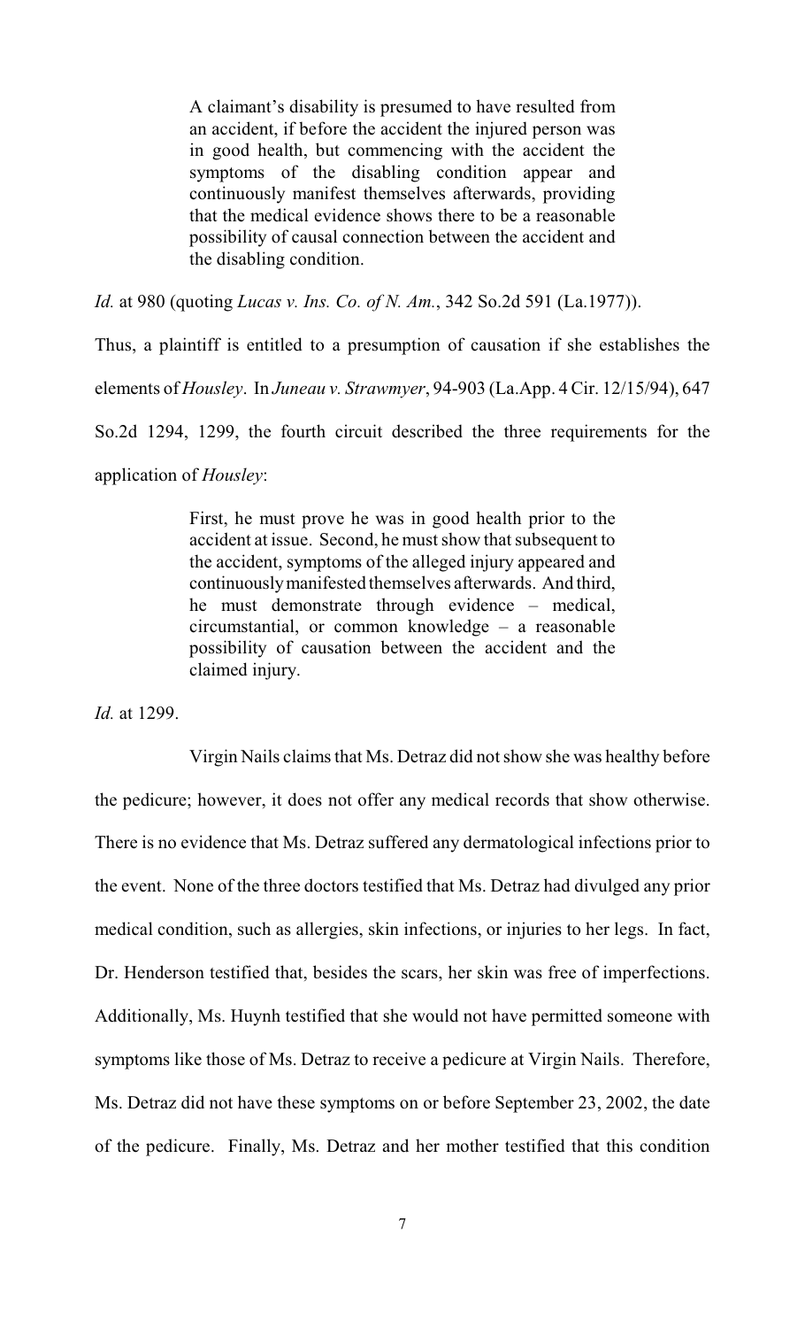> A claimant's disability is presumed to have resulted from an accident, if before the accident the injured person was in good health, but commencing with the accident the symptoms of the disabling condition appear and continuously manifest themselves afterwards, providing that the medical evidence shows there to be a reasonable possibility of causal connection between the accident and the disabling condition.

*Id.* at 980 (quoting *Lucas v. Ins. Co. of N. Am.*, 342 So.2d 591 (La.1977)).

Thus, a plaintiff is entitled to a presumption of causation if she establishes the elements of *Housley*. In *Juneau v. Strawmyer*, 94-903 (La.App. 4 Cir. 12/15/94), 647 So.2d 1294, 1299, the fourth circuit described the three requirements for the application of *Housley*:

> First, he must prove he was in good health prior to the accident at issue. Second, he must show that subsequent to the accident, symptoms of the alleged injury appeared and continuously manifested themselves afterwards. And third, he must demonstrate through evidence – medical, circumstantial, or common knowledge – a reasonable possibility of causation between the accident and the claimed injury.

*Id.* at 1299.

Virgin Nails claims that Ms. Detraz did not show she was healthy before the pedicure; however, it does not offer any medical records that show otherwise. There is no evidence that Ms. Detraz suffered any dermatological infections prior to the event. None of the three doctors testified that Ms. Detraz had divulged any prior medical condition, such as allergies, skin infections, or injuries to her legs. In fact, Dr. Henderson testified that, besides the scars, her skin was free of imperfections. Additionally, Ms. Huynh testified that she would not have permitted someone with symptoms like those of Ms. Detraz to receive a pedicure at Virgin Nails. Therefore, Ms. Detraz did not have these symptoms on or before September 23, 2002, the date of the pedicure. Finally, Ms. Detraz and her mother testified that this condition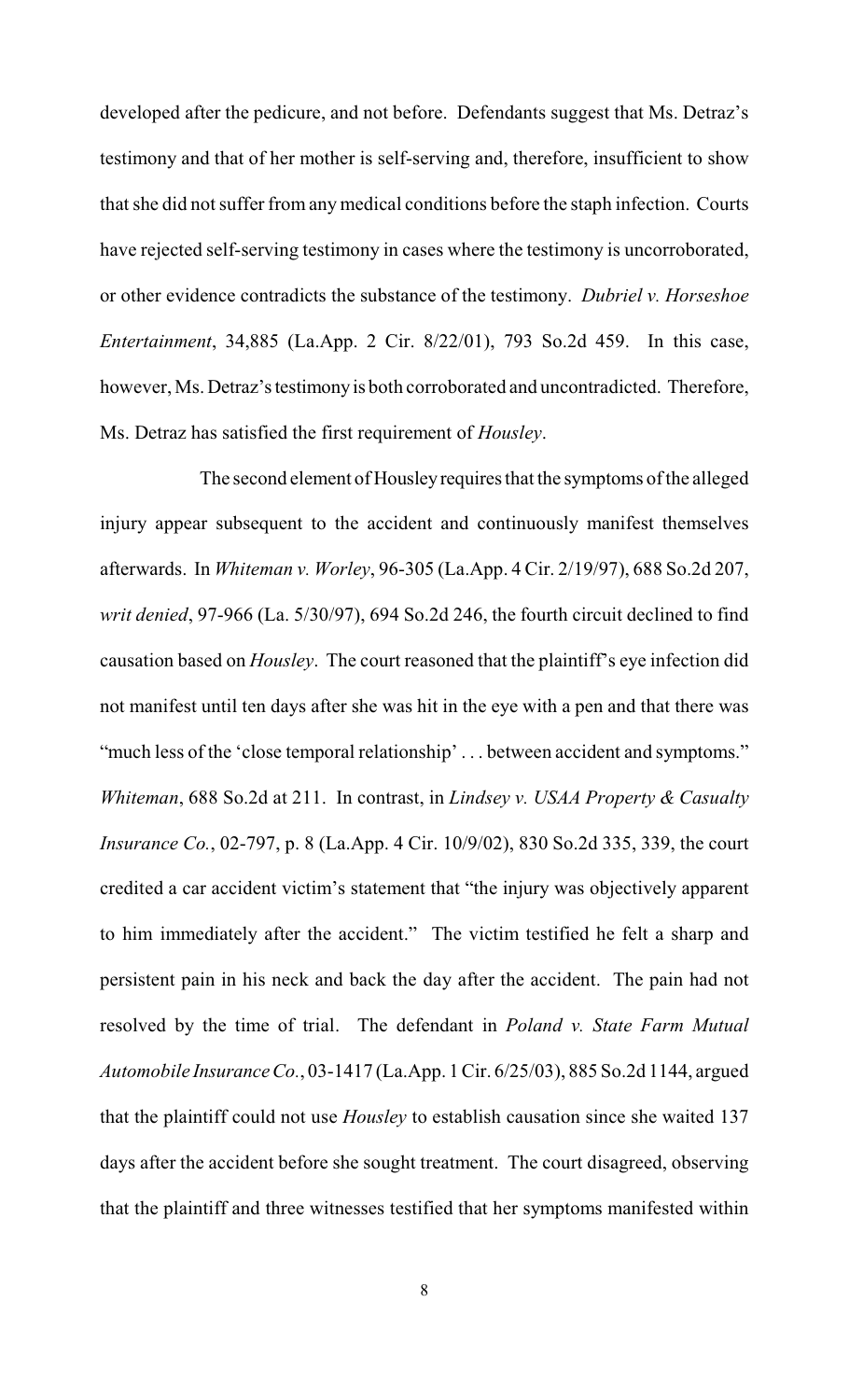developed after the pedicure, and not before. Defendants suggest that Ms. Detraz's testimony and that of her mother is self-serving and, therefore, insufficient to show that she did not suffer from any medical conditions before the staph infection. Courts have rejected self-serving testimony in cases where the testimony is uncorroborated, or other evidence contradicts the substance of the testimony. *Dubriel v. Horseshoe Entertainment*, 34,885 (La.App. 2 Cir. 8/22/01), 793 So.2d 459. In this case, however, Ms. Detraz's testimony is both corroborated and uncontradicted. Therefore, Ms. Detraz has satisfied the first requirement of *Housley*.

The second element of Housley requires that the symptoms of the alleged injury appear subsequent to the accident and continuously manifest themselves afterwards. In *Whiteman v. Worley*, 96-305 (La.App. 4 Cir. 2/19/97), 688 So.2d 207, *writ denied*, 97-966 (La. 5/30/97), 694 So.2d 246, the fourth circuit declined to find causation based on *Housley*. The court reasoned that the plaintiff's eye infection did not manifest until ten days after she was hit in the eye with a pen and that there was "much less of the 'close temporal relationship' . . . between accident and symptoms." *Whiteman*, 688 So.2d at 211. In contrast, in *Lindsey v. USAA Property & Casualty Insurance Co.*, 02-797, p. 8 (La.App. 4 Cir. 10/9/02), 830 So.2d 335, 339, the court credited a car accident victim's statement that "the injury was objectively apparent to him immediately after the accident." The victim testified he felt a sharp and persistent pain in his neck and back the day after the accident. The pain had not resolved by the time of trial. The defendant in *Poland v. State Farm Mutual Automobile Insurance Co.*, 03-1417 (La.App. 1 Cir. 6/25/03), 885 So.2d 1144, argued that the plaintiff could not use *Housley* to establish causation since she waited 137 days after the accident before she sought treatment. The court disagreed, observing that the plaintiff and three witnesses testified that her symptoms manifested within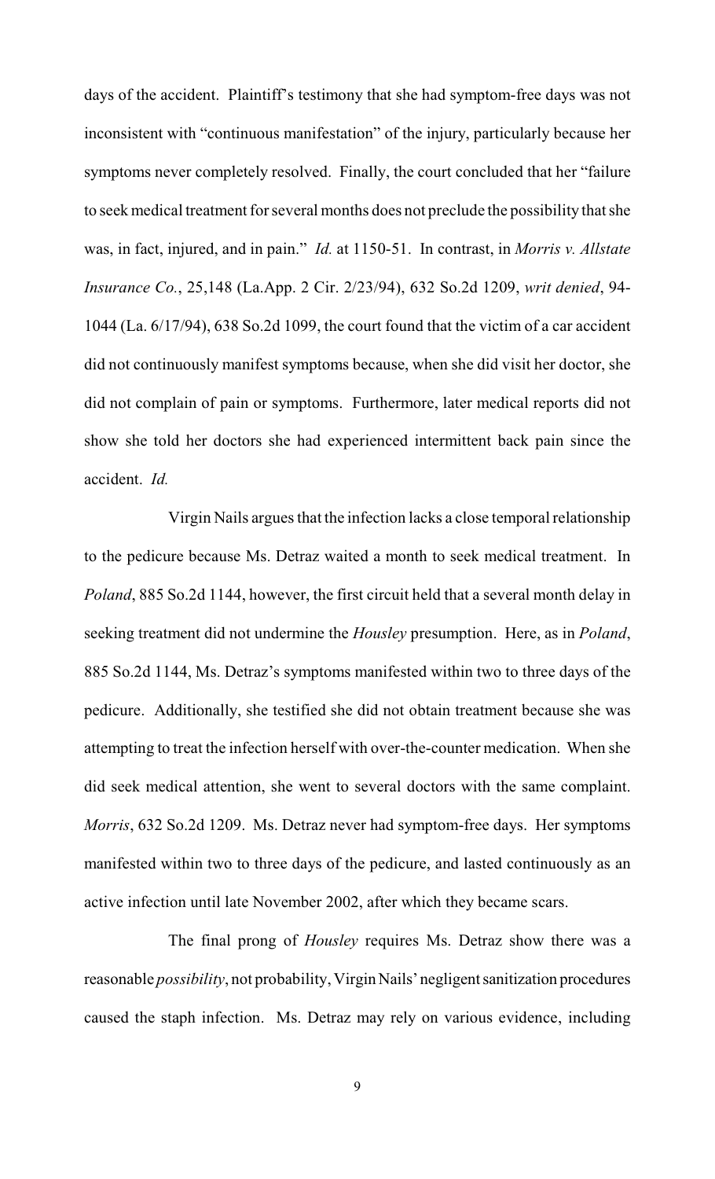days of the accident. Plaintiff's testimony that she had symptom-free days was not inconsistent with "continuous manifestation" of the injury, particularly because her symptoms never completely resolved. Finally, the court concluded that her "failure to seek medical treatment for several months does not preclude the possibility that she was, in fact, injured, and in pain." *Id.* at 1150-51. In contrast, in *Morris v. Allstate Insurance Co.*, 25,148 (La.App. 2 Cir. 2/23/94), 632 So.2d 1209, *writ denied*, 94-1044 (La. 6/17/94), 638 So.2d 1099, the court found that the victim of a car accident did not continuously manifest symptoms because, when she did visit her doctor, she did not complain of pain or symptoms. Furthermore, later medical reports did not show she told her doctors she had experienced intermittent back pain since the accident. *Id.*

Virgin Nails argues that the infection lacks a close temporal relationship to the pedicure because Ms. Detraz waited a month to seek medical treatment. In *Poland*, 885 So.2d 1144, however, the first circuit held that a several month delay in seeking treatment did not undermine the *Housley* presumption. Here, as in *Poland*, 885 So.2d 1144, Ms. Detraz's symptoms manifested within two to three days of the pedicure. Additionally, she testified she did not obtain treatment because she was attempting to treat the infection herself with over-the-counter medication. When she did seek medical attention, she went to several doctors with the same complaint. *Morris*, 632 So.2d 1209. Ms. Detraz never had symptom-free days. Her symptoms manifested within two to three days of the pedicure, and lasted continuously as an active infection until late November 2002, after which they became scars.

The final prong of *Housley* requires Ms. Detraz show there was a reasonable *possibility*, not probability, Virgin Nails' negligent sanitization procedures caused the staph infection. Ms. Detraz may rely on various evidence, including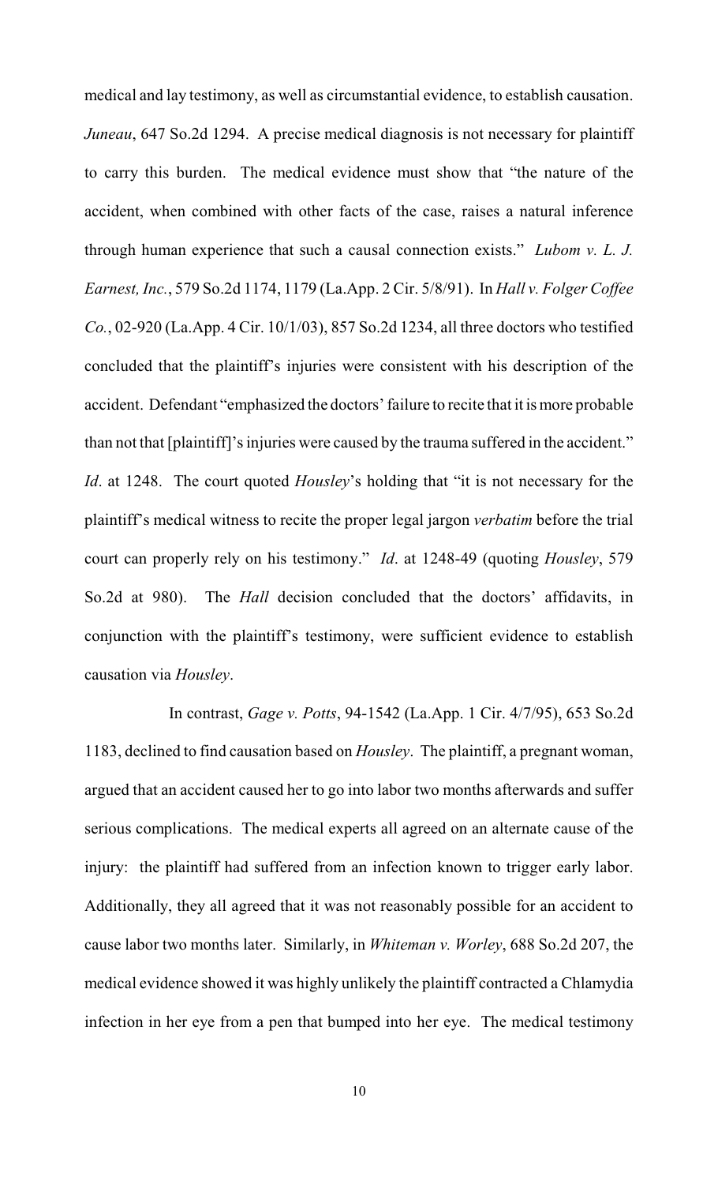medical and lay testimony, as well as circumstantial evidence, to establish causation. *Juneau*, 647 So.2d 1294. A precise medical diagnosis is not necessary for plaintiff to carry this burden. The medical evidence must show that "the nature of the accident, when combined with other facts of the case, raises a natural inference through human experience that such a causal connection exists." *Lubom v. L. J. Earnest, Inc.*, 579 So.2d 1174, 1179 (La.App. 2 Cir. 5/8/91). In *Hall v. Folger Coffee Co.*, 02-920 (La.App. 4 Cir. 10/1/03), 857 So.2d 1234, all three doctors who testified concluded that the plaintiff's injuries were consistent with his description of the accident. Defendant "emphasized the doctors' failure to recite that it is more probable than not that [plaintiff]'s injuries were caused by the trauma suffered in the accident." *Id*. at 1248. The court quoted *Housley*'s holding that "it is not necessary for the plaintiff's medical witness to recite the proper legal jargon *verbatim* before the trial court can properly rely on his testimony." *Id*. at 1248-49 (quoting *Housley*, 579 So.2d at 980). The *Hall* decision concluded that the doctors' affidavits, in conjunction with the plaintiff's testimony, were sufficient evidence to establish causation via *Housley*.

In contrast, *Gage v. Potts*, 94-1542 (La.App. 1 Cir. 4/7/95), 653 So.2d 1183, declined to find causation based on *Housley*. The plaintiff, a pregnant woman, argued that an accident caused her to go into labor two months afterwards and suffer serious complications. The medical experts all agreed on an alternate cause of the injury: the plaintiff had suffered from an infection known to trigger early labor. Additionally, they all agreed that it was not reasonably possible for an accident to cause labor two months later. Similarly, in *Whiteman v. Worley*, 688 So.2d 207, the medical evidence showed it was highly unlikely the plaintiff contracted a Chlamydia infection in her eye from a pen that bumped into her eye. The medical testimony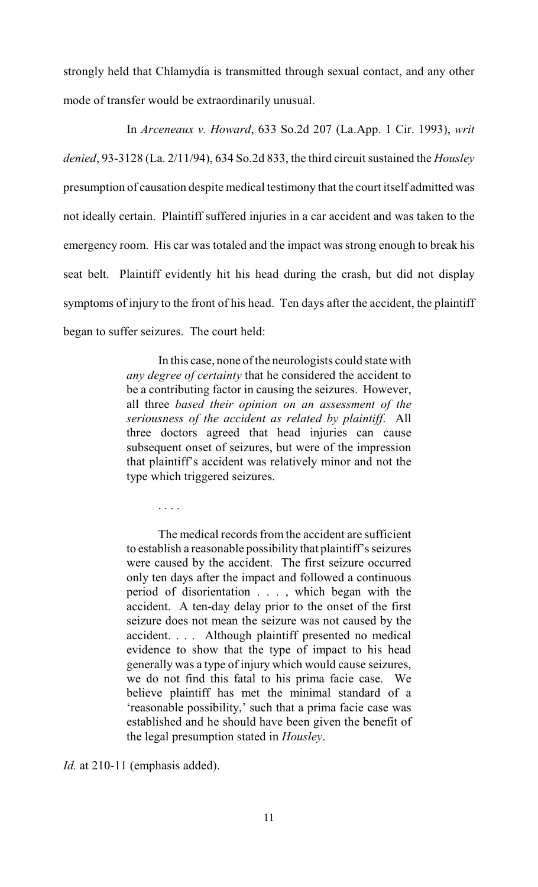strongly held that Chlamydia is transmitted through sexual contact, and any other mode of transfer would be extraordinarily unusual.

In *Arceneaux v. Howard*, 633 So.2d 207 (La.App. 1 Cir. 1993), *writ denied*, 93-3128 (La. 2/11/94), 634 So.2d 833, the third circuit sustained the *Housley* presumption of causation despite medical testimony that the court itself admitted was not ideally certain. Plaintiff suffered injuries in a car accident and was taken to the emergency room. His car was totaled and the impact was strong enough to break his seat belt. Plaintiff evidently hit his head during the crash, but did not display symptoms of injury to the front of his head. Ten days after the accident, the plaintiff began to suffer seizures. The court held:

> In this case, none of the neurologists could state with *any degree of certainty* that he considered the accident to be a contributing factor in causing the seizures. However, all three *based their opinion on an assessment of the seriousness of the accident as related by plaintiff*. All three doctors agreed that head injuries can cause subsequent onset of seizures, but were of the impression that plaintiff's accident was relatively minor and not the type which triggered seizures.
>
> . . . .
>
> The medical records from the accident are sufficient to establish a reasonable possibility that plaintiff's seizures were caused by the accident. The first seizure occurred only ten days after the impact and followed a continuous period of disorientation . . . , which began with the accident. A ten-day delay prior to the onset of the first seizure does not mean the seizure was not caused by the accident. . . . Although plaintiff presented no medical evidence to show that the type of impact to his head generally was a type of injury which would cause seizures, we do not find this fatal to his prima facie case. We believe plaintiff has met the minimal standard of a 'reasonable possibility,' such that a prima facie case was established and he should have been given the benefit of the legal presumption stated in *Housley*.

*Id.* at 210-11 (emphasis added).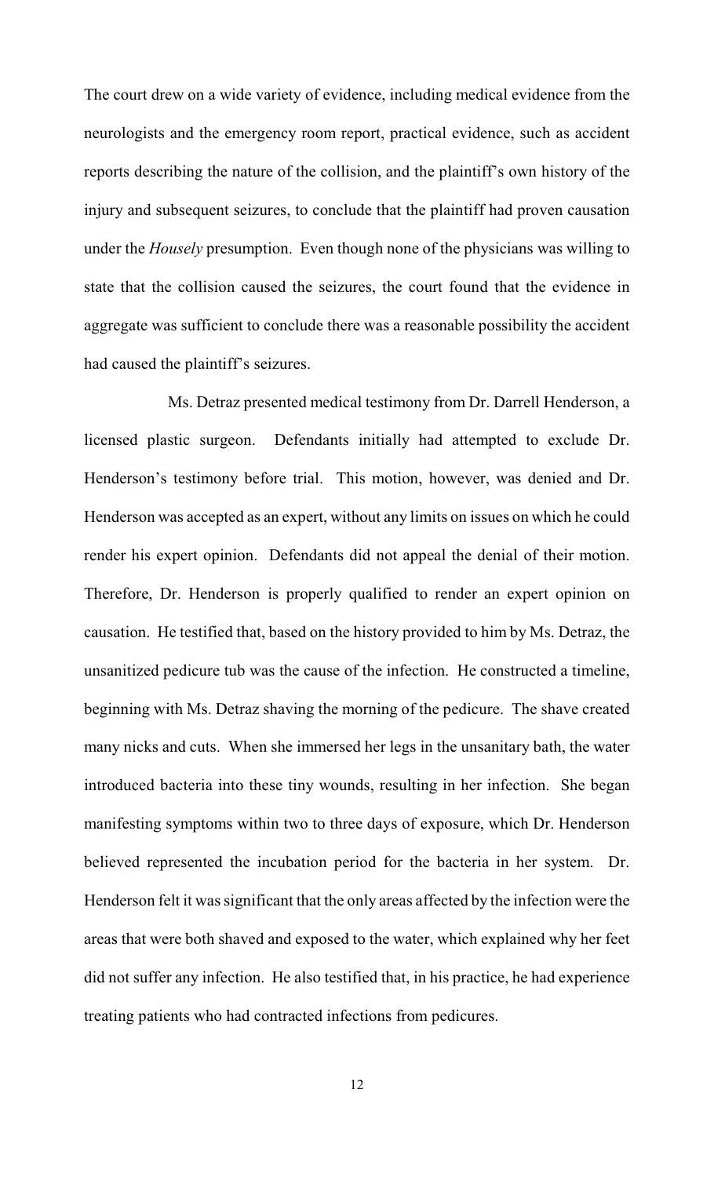The court drew on a wide variety of evidence, including medical evidence from the neurologists and the emergency room report, practical evidence, such as accident reports describing the nature of the collision, and the plaintiff's own history of the injury and subsequent seizures, to conclude that the plaintiff had proven causation under the *Housely* presumption. Even though none of the physicians was willing to state that the collision caused the seizures, the court found that the evidence in aggregate was sufficient to conclude there was a reasonable possibility the accident had caused the plaintiff's seizures.

Ms. Detraz presented medical testimony from Dr. Darrell Henderson, a licensed plastic surgeon. Defendants initially had attempted to exclude Dr. Henderson's testimony before trial. This motion, however, was denied and Dr. Henderson was accepted as an expert, without any limits on issues on which he could render his expert opinion. Defendants did not appeal the denial of their motion. Therefore, Dr. Henderson is properly qualified to render an expert opinion on causation. He testified that, based on the history provided to him by Ms. Detraz, the unsanitized pedicure tub was the cause of the infection. He constructed a timeline, beginning with Ms. Detraz shaving the morning of the pedicure. The shave created many nicks and cuts. When she immersed her legs in the unsanitary bath, the water introduced bacteria into these tiny wounds, resulting in her infection. She began manifesting symptoms within two to three days of exposure, which Dr. Henderson believed represented the incubation period for the bacteria in her system. Dr. Henderson felt it was significant that the only areas affected by the infection were the areas that were both shaved and exposed to the water, which explained why her feet did not suffer any infection. He also testified that, in his practice, he had experience treating patients who had contracted infections from pedicures.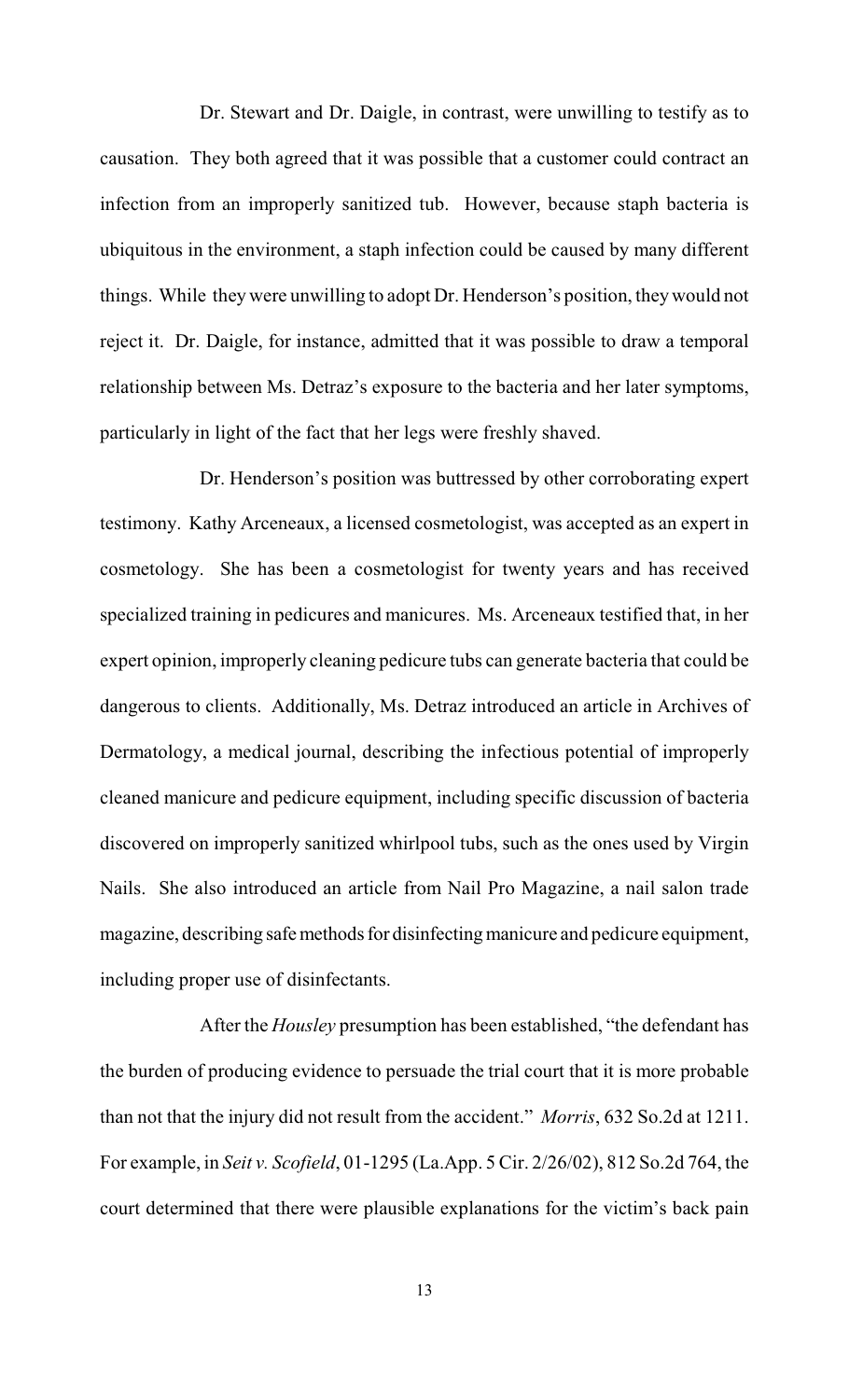Dr. Stewart and Dr. Daigle, in contrast, were unwilling to testify as to causation. They both agreed that it was possible that a customer could contract an infection from an improperly sanitized tub. However, because staph bacteria is ubiquitous in the environment, a staph infection could be caused by many different things. While they were unwilling to adopt Dr. Henderson's position, they would not reject it. Dr. Daigle, for instance, admitted that it was possible to draw a temporal relationship between Ms. Detraz's exposure to the bacteria and her later symptoms, particularly in light of the fact that her legs were freshly shaved.

Dr. Henderson's position was buttressed by other corroborating expert testimony. Kathy Arceneaux, a licensed cosmetologist, was accepted as an expert in cosmetology. She has been a cosmetologist for twenty years and has received specialized training in pedicures and manicures. Ms. Arceneaux testified that, in her expert opinion, improperly cleaning pedicure tubs can generate bacteria that could be dangerous to clients. Additionally, Ms. Detraz introduced an article in Archives of Dermatology, a medical journal, describing the infectious potential of improperly cleaned manicure and pedicure equipment, including specific discussion of bacteria discovered on improperly sanitized whirlpool tubs, such as the ones used by Virgin Nails. She also introduced an article from Nail Pro Magazine, a nail salon trade magazine, describing safe methods for disinfecting manicure and pedicure equipment, including proper use of disinfectants.

After the *Housley* presumption has been established, "the defendant has the burden of producing evidence to persuade the trial court that it is more probable than not that the injury did not result from the accident." *Morris*, 632 So.2d at 1211. For example, in *Seit v. Scofield*, 01-1295 (La.App. 5 Cir. 2/26/02), 812 So.2d 764, the court determined that there were plausible explanations for the victim's back pain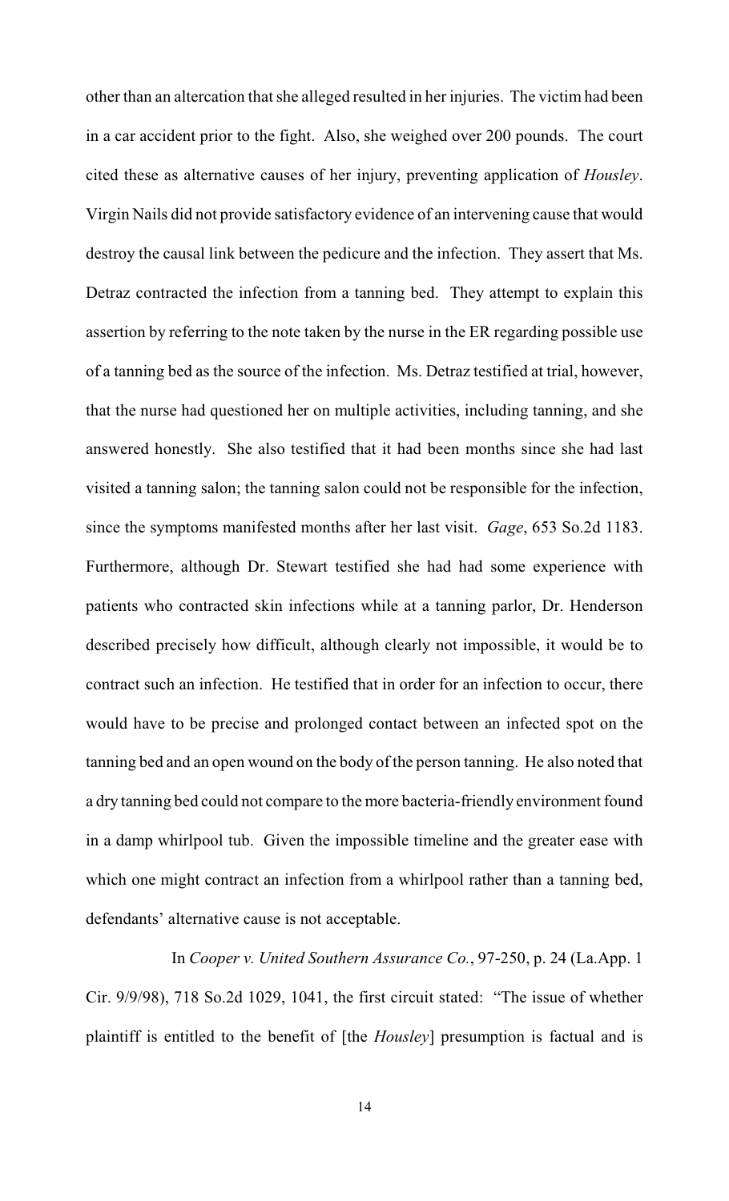other than an altercation that she alleged resulted in her injuries. The victim had been in a car accident prior to the fight. Also, she weighed over 200 pounds. The court cited these as alternative causes of her injury, preventing application of *Housley*. Virgin Nails did not provide satisfactory evidence of an intervening cause that would destroy the causal link between the pedicure and the infection. They assert that Ms. Detraz contracted the infection from a tanning bed. They attempt to explain this assertion by referring to the note taken by the nurse in the ER regarding possible use of a tanning bed as the source of the infection. Ms. Detraz testified at trial, however, that the nurse had questioned her on multiple activities, including tanning, and she answered honestly. She also testified that it had been months since she had last visited a tanning salon; the tanning salon could not be responsible for the infection, since the symptoms manifested months after her last visit. *Gage*, 653 So.2d 1183. Furthermore, although Dr. Stewart testified she had had some experience with patients who contracted skin infections while at a tanning parlor, Dr. Henderson described precisely how difficult, although clearly not impossible, it would be to contract such an infection. He testified that in order for an infection to occur, there would have to be precise and prolonged contact between an infected spot on the tanning bed and an open wound on the body of the person tanning. He also noted that a dry tanning bed could not compare to the more bacteria-friendly environment found in a damp whirlpool tub. Given the impossible timeline and the greater ease with which one might contract an infection from a whirlpool rather than a tanning bed, defendants' alternative cause is not acceptable.

In *Cooper v. United Southern Assurance Co.*, 97-250, p. 24 (La.App. 1 Cir. 9/9/98), 718 So.2d 1029, 1041, the first circuit stated: "The issue of whether plaintiff is entitled to the benefit of [the *Housley*] presumption is factual and is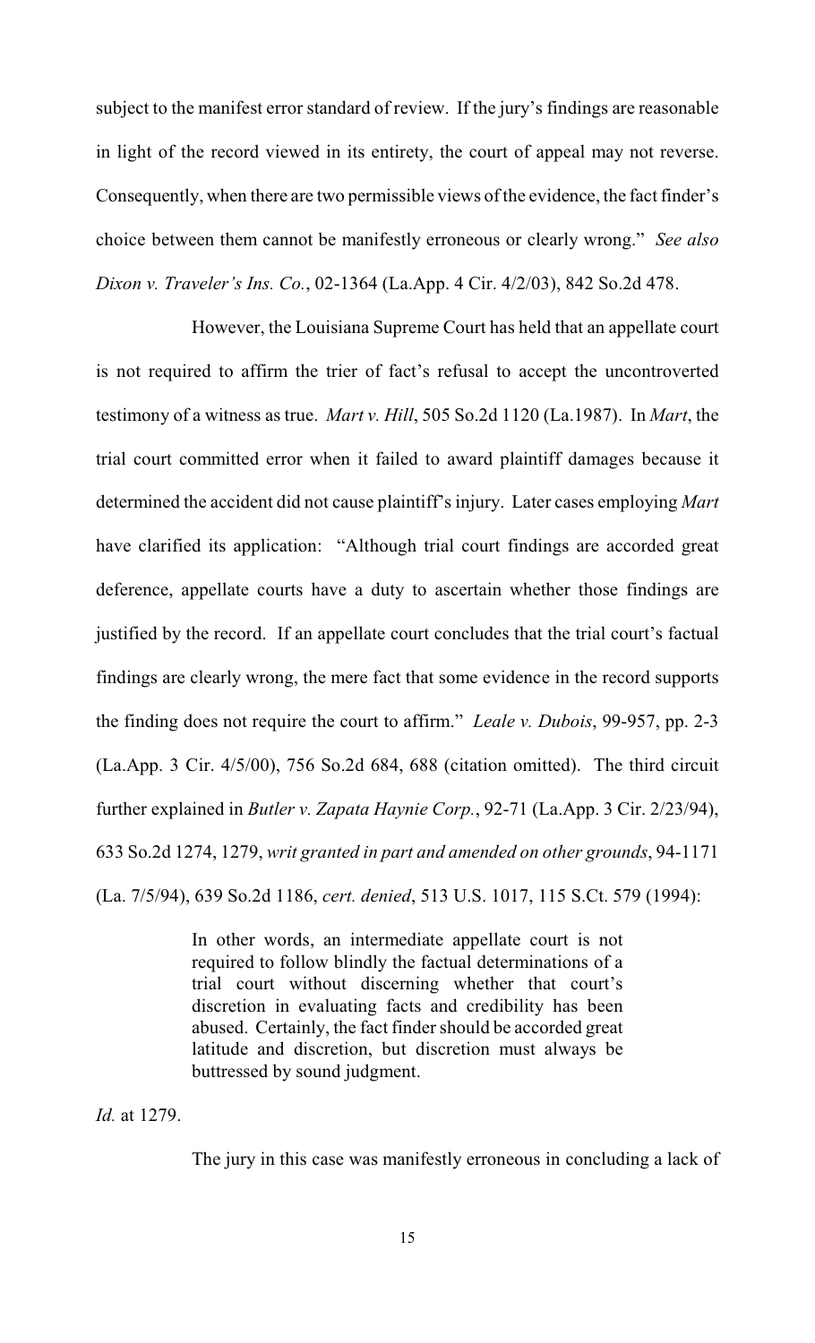subject to the manifest error standard of review. If the jury's findings are reasonable in light of the record viewed in its entirety, the court of appeal may not reverse. Consequently, when there are two permissible views of the evidence, the fact finder's choice between them cannot be manifestly erroneous or clearly wrong." *See also Dixon v. Traveler's Ins. Co.*, 02-1364 (La.App. 4 Cir. 4/2/03), 842 So.2d 478.

However, the Louisiana Supreme Court has held that an appellate court is not required to affirm the trier of fact's refusal to accept the uncontroverted testimony of a witness as true. *Mart v. Hill*, 505 So.2d 1120 (La.1987). In *Mart*, the trial court committed error when it failed to award plaintiff damages because it determined the accident did not cause plaintiff's injury. Later cases employing *Mart* have clarified its application: "Although trial court findings are accorded great deference, appellate courts have a duty to ascertain whether those findings are justified by the record. If an appellate court concludes that the trial court's factual findings are clearly wrong, the mere fact that some evidence in the record supports the finding does not require the court to affirm." *Leale v. Dubois*, 99-957, pp. 2-3 (La.App. 3 Cir. 4/5/00), 756 So.2d 684, 688 (citation omitted). The third circuit further explained in *Butler v. Zapata Haynie Corp.*, 92-71 (La.App. 3 Cir. 2/23/94), 633 So.2d 1274, 1279, *writ granted in part and amended on other grounds*, 94-1171 (La. 7/5/94), 639 So.2d 1186, *cert. denied*, 513 U.S. 1017, 115 S.Ct. 579 (1994):

> In other words, an intermediate appellate court is not required to follow blindly the factual determinations of a trial court without discerning whether that court's discretion in evaluating facts and credibility has been abused. Certainly, the fact finder should be accorded great latitude and discretion, but discretion must always be buttressed by sound judgment.

*Id.* at 1279.

The jury in this case was manifestly erroneous in concluding a lack of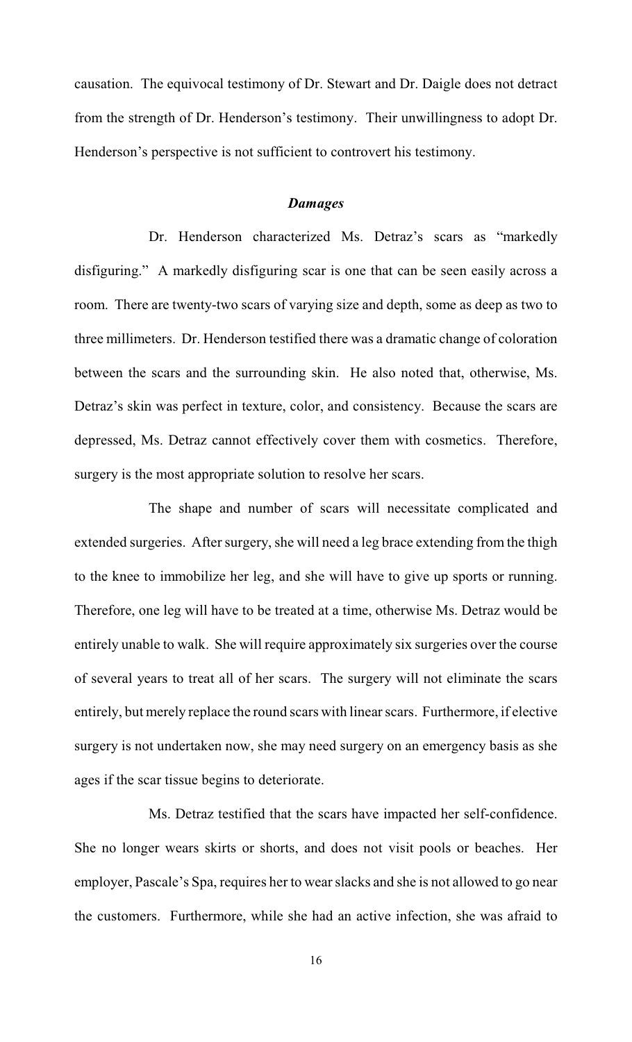causation. The equivocal testimony of Dr. Stewart and Dr. Daigle does not detract from the strength of Dr. Henderson's testimony. Their unwillingness to adopt Dr. Henderson's perspective is not sufficient to controvert his testimony.

### *Damages*

Dr. Henderson characterized Ms. Detraz's scars as "markedly disfiguring." A markedly disfiguring scar is one that can be seen easily across a room. There are twenty-two scars of varying size and depth, some as deep as two to three millimeters. Dr. Henderson testified there was a dramatic change of coloration between the scars and the surrounding skin. He also noted that, otherwise, Ms. Detraz's skin was perfect in texture, color, and consistency. Because the scars are depressed, Ms. Detraz cannot effectively cover them with cosmetics. Therefore, surgery is the most appropriate solution to resolve her scars.

The shape and number of scars will necessitate complicated and extended surgeries. After surgery, she will need a leg brace extending from the thigh to the knee to immobilize her leg, and she will have to give up sports or running. Therefore, one leg will have to be treated at a time, otherwise Ms. Detraz would be entirely unable to walk. She will require approximately six surgeries over the course of several years to treat all of her scars. The surgery will not eliminate the scars entirely, but merely replace the round scars with linear scars. Furthermore, if elective surgery is not undertaken now, she may need surgery on an emergency basis as she ages if the scar tissue begins to deteriorate.

Ms. Detraz testified that the scars have impacted her self-confidence. She no longer wears skirts or shorts, and does not visit pools or beaches. Her employer, Pascale's Spa, requires her to wear slacks and she is not allowed to go near the customers. Furthermore, while she had an active infection, she was afraid to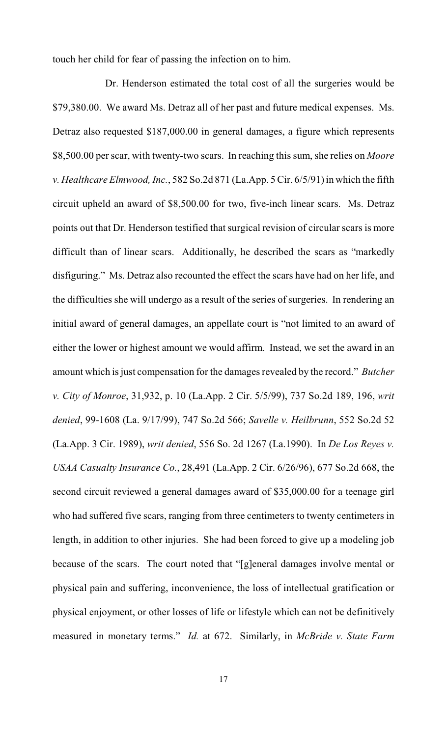touch her child for fear of passing the infection on to him.

Dr. Henderson estimated the total cost of all the surgeries would be $79,380.00. We award Ms. Detraz all of her past and future medical expenses. Ms. Detraz also requested $187,000.00 in general damages, a figure which represents $8,500.00 per scar, with twenty-two scars. In reaching this sum, she relies on *Moore v. Healthcare Elmwood, Inc.*, 582 So.2d 871 (La.App. 5 Cir. 6/5/91) in which the fifth circuit upheld an award of $8,500.00 for two, five-inch linear scars. Ms. Detraz points out that Dr. Henderson testified that surgical revision of circular scars is more difficult than of linear scars. Additionally, he described the scars as "markedly disfiguring." Ms. Detraz also recounted the effect the scars have had on her life, and the difficulties she will undergo as a result of the series of surgeries. In rendering an initial award of general damages, an appellate court is "not limited to an award of either the lower or highest amount we would affirm. Instead, we set the award in an amount which is just compensation for the damages revealed by the record." *Butcher v. City of Monroe*, 31,932, p. 10 (La.App. 2 Cir. 5/5/99), 737 So.2d 189, 196, *writ denied*, 99-1608 (La. 9/17/99), 747 So.2d 566; *Savelle v. Heilbrunn*, 552 So.2d 52 (La.App. 3 Cir. 1989), *writ denied*, 556 So. 2d 1267 (La.1990). In *De Los Reyes v. USAA Casualty Insurance Co.*, 28,491 (La.App. 2 Cir. 6/26/96), 677 So.2d 668, the second circuit reviewed a general damages award of $35,000.00 for a teenage girl who had suffered five scars, ranging from three centimeters to twenty centimeters in length, in addition to other injuries. She had been forced to give up a modeling job because of the scars. The court noted that "[g]eneral damages involve mental or physical pain and suffering, inconvenience, the loss of intellectual gratification or physical enjoyment, or other losses of life or lifestyle which can not be definitively measured in monetary terms." *Id.* at 672. Similarly, in *McBride v. State Farm*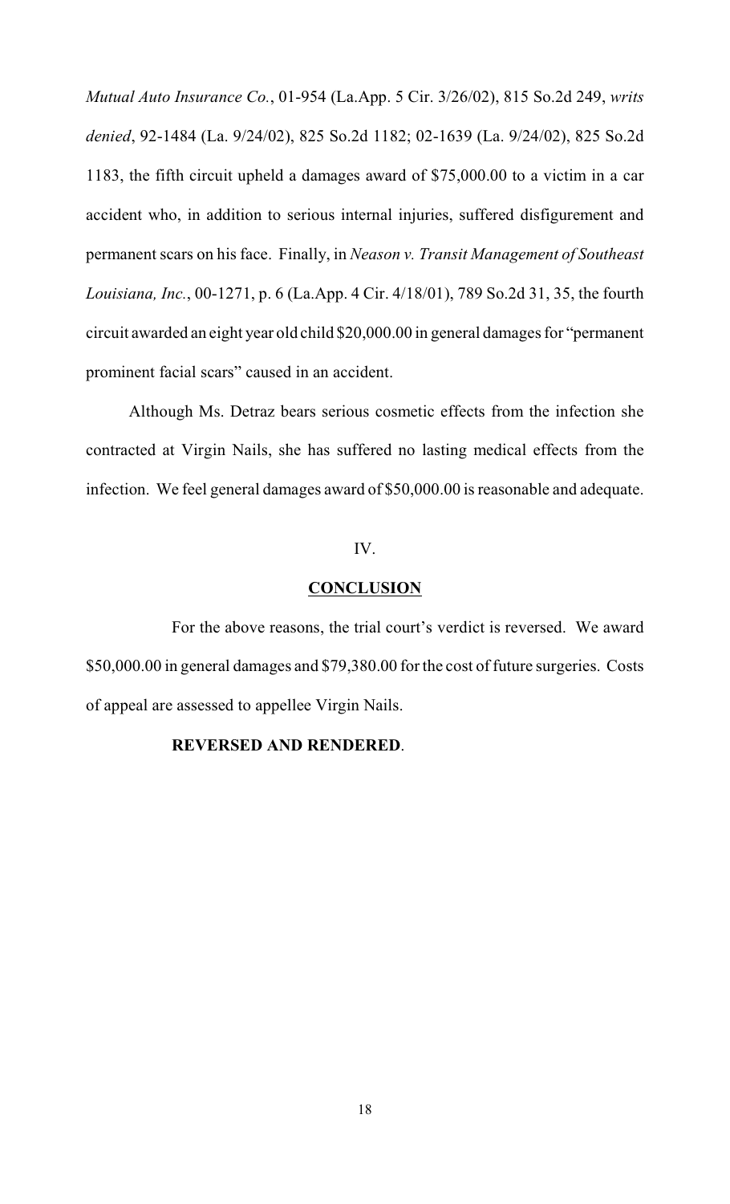*Mutual Auto Insurance Co.*, 01-954 (La.App. 5 Cir. 3/26/02), 815 So.2d 249, *writs denied*, 92-1484 (La. 9/24/02), 825 So.2d 1182; 02-1639 (La. 9/24/02), 825 So.2d 1183, the fifth circuit upheld a damages award of $75,000.00 to a victim in a car accident who, in addition to serious internal injuries, suffered disfigurement and permanent scars on his face. Finally, in *Neason v. Transit Management of Southeast Louisiana, Inc.*, 00-1271, p. 6 (La.App. 4 Cir. 4/18/01), 789 So.2d 31, 35, the fourth circuit awarded an eight year old child $20,000.00 in general damages for "permanent prominent facial scars" caused in an accident.

Although Ms. Detraz bears serious cosmetic effects from the infection she contracted at Virgin Nails, she has suffered no lasting medical effects from the infection. We feel general damages award of $50,000.00 is reasonable and adequate.

IV.

**CONCLUSION**

For the above reasons, the trial court's verdict is reversed. We award $50,000.00 in general damages and $79,380.00 for the cost of future surgeries. Costs of appeal are assessed to appellee Virgin Nails.

**REVERSED AND RENDERED**.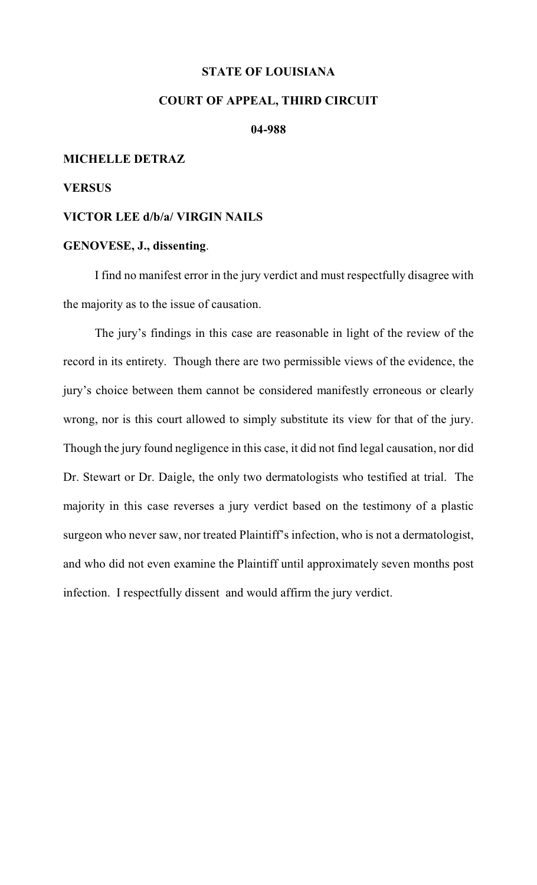**STATE OF LOUISIANA**

**COURT OF APPEAL, THIRD CIRCUIT**

**04-988**

**MICHELLE DETRAZ**

**VERSUS**

**VICTOR LEE d/b/a/ VIRGIN NAILS**

**GENOVESE, J., dissenting**.

I find no manifest error in the jury verdict and must respectfully disagree with the majority as to the issue of causation.

The jury's findings in this case are reasonable in light of the review of the record in its entirety. Though there are two permissible views of the evidence, the jury's choice between them cannot be considered manifestly erroneous or clearly wrong, nor is this court allowed to simply substitute its view for that of the jury. Though the jury found negligence in this case, it did not find legal causation, nor did Dr. Stewart or Dr. Daigle, the only two dermatologists who testified at trial. The majority in this case reverses a jury verdict based on the testimony of a plastic surgeon who never saw, nor treated Plaintiff's infection, who is not a dermatologist, and who did not even examine the Plaintiff until approximately seven months post infection. I respectfully dissent and would affirm the jury verdict.